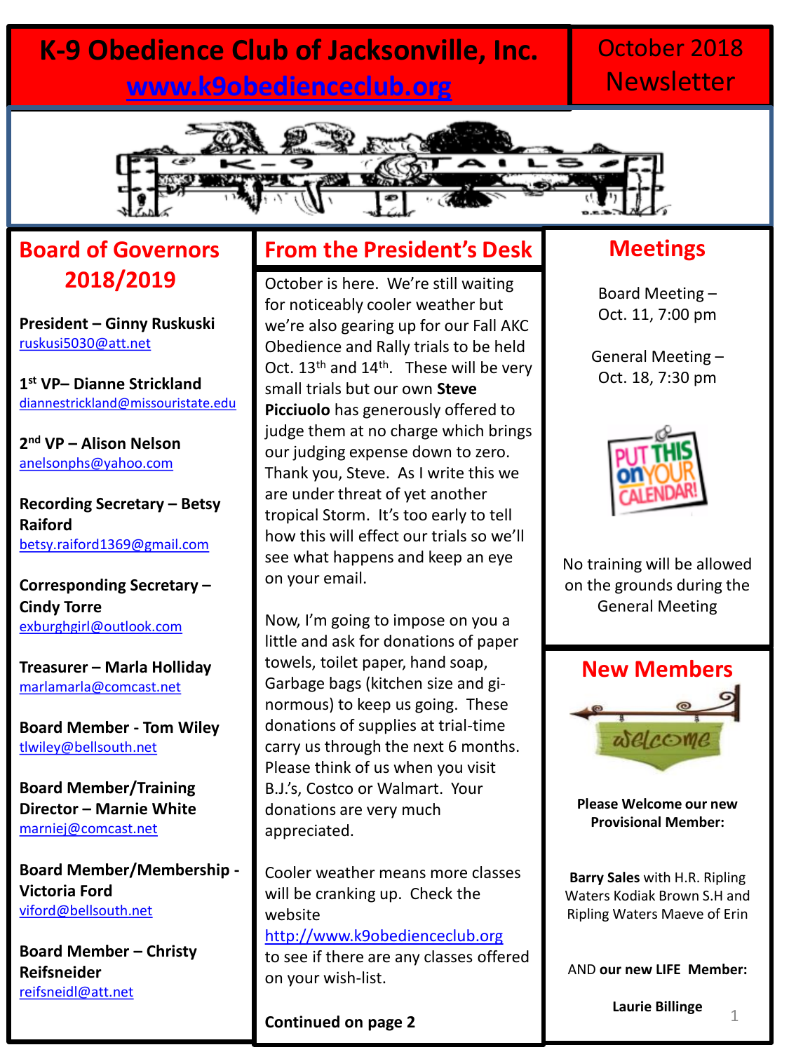# K-9 Obedience Club of Jacksonville, Inc.

www.k9obedienceclub.org

October 2018 Newsletter

## Board of Governors 2018/2019

**President – Ginny Ruskuski**
ruskusi5030@att.net

**1st VP– Dianne Strickland**
diannestrickland@missouristate.edu

**2nd VP – Alison Nelson**
anelsonphs@yahoo.com

**Recording Secretary – Betsy Raiford**
betsy.raiford1369@gmail.com

**Corresponding Secretary – Cindy Torre**
exburghgirl@outlook.com

**Treasurer – Marla Holliday**
marlamarla@comcast.net

**Board Member - Tom Wiley**
tlwiley@bellsouth.net

**Board Member/Training Director – Marnie White**
marniej@comcast.net

**Board Member/Membership - Victoria Ford**
viford@bellsouth.net

**Board Member – Christy Reifsneider**
reifsneidl@att.net

## From the President's Desk

October is here. We're still waiting for noticeably cooler weather but we're also gearing up for our Fall AKC Obedience and Rally trials to be held Oct. 13th and 14th. These will be very small trials but our own **Steve Picciuolo** has generously offered to judge them at no charge which brings our judging expense down to zero. Thank you, Steve. As I write this we are under threat of yet another tropical Storm. It's too early to tell how this will effect our trials so we'll see what happens and keep an eye on your email.

Now, I'm going to impose on you a little and ask for donations of paper towels, toilet paper, hand soap, Garbage bags (kitchen size and gi-normous) to keep us going. These donations of supplies at trial-time carry us through the next 6 months. Please think of us when you visit B.J.'s, Costco or Walmart. Your donations are very much appreciated.

Cooler weather means more classes will be cranking up. Check the website http://www.k9obedienceclub.org to see if there are any classes offered on your wish-list.

**Continued on page 2**

## Meetings

Board Meeting – Oct. 11, 7:00 pm

General Meeting – Oct. 18, 7:30 pm

PUT THIS on YOUR CALENDAR!

No training will be allowed on the grounds during the General Meeting

## New Members

welcome

**Please Welcome our new Provisional Member:**

**Barry Sales** with H.R. Ripling Waters Kodiak Brown S.H and Ripling Waters Maeve of Erin

AND **our new LIFE Member:**

**Laurie Billinge**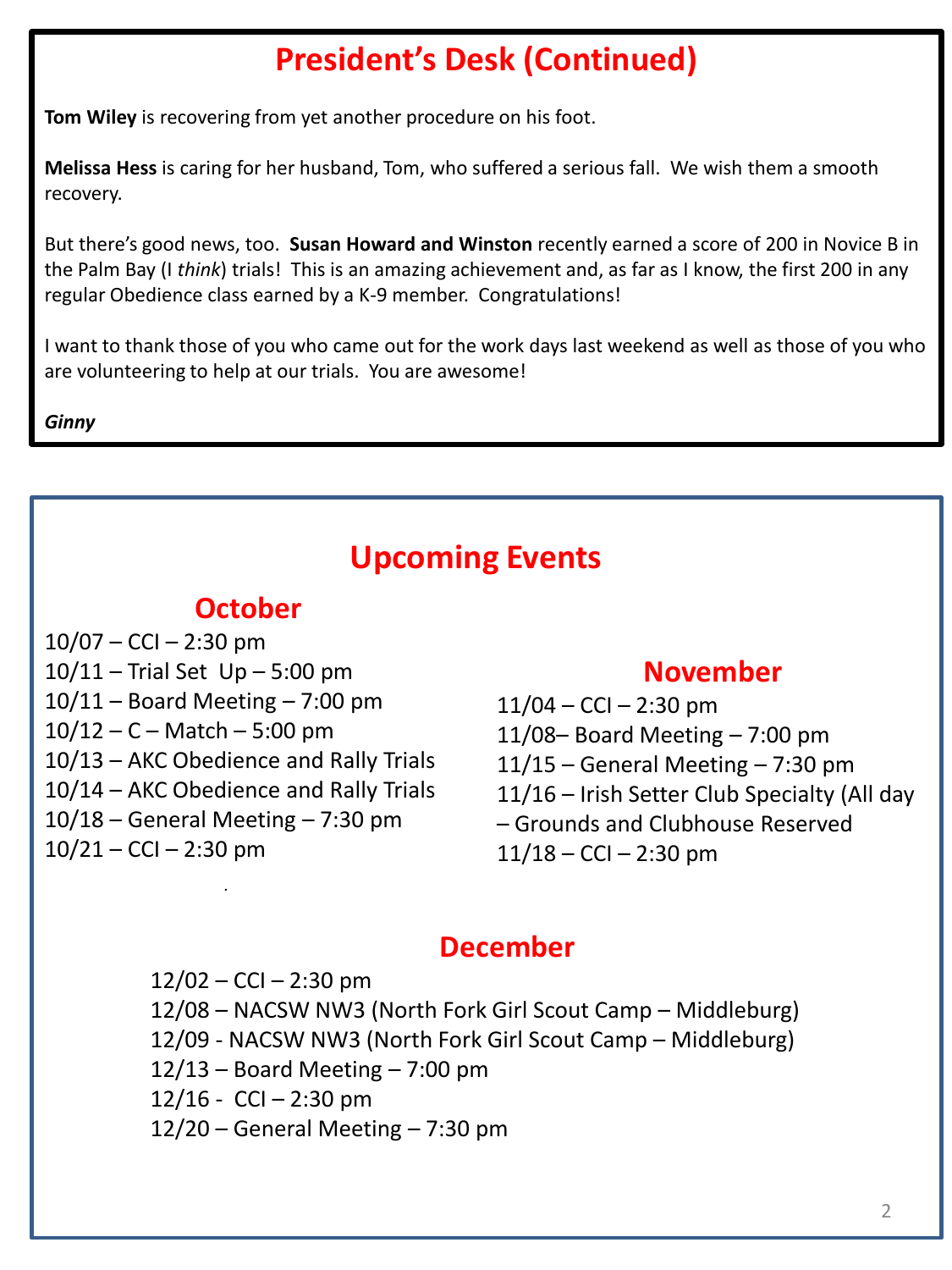# President's Desk (Continued)

**Tom Wiley** is recovering from yet another procedure on his foot.

**Melissa Hess** is caring for her husband, Tom, who suffered a serious fall. We wish them a smooth recovery.

But there's good news, too. **Susan Howard and Winston** recently earned a score of 200 in Novice B in the Palm Bay (I *think*) trials! This is an amazing achievement and, as far as I know, the first 200 in any regular Obedience class earned by a K-9 member. Congratulations!

I want to thank those of you who came out for the work days last weekend as well as those of you who are volunteering to help at our trials. You are awesome!

***Ginny***

# Upcoming Events

## October

10/07 – CCI – 2:30 pm
10/11 – Trial Set Up – 5:00 pm
10/11 – Board Meeting – 7:00 pm
10/12 – C – Match – 5:00 pm
10/13 – AKC Obedience and Rally Trials
10/14 – AKC Obedience and Rally Trials
10/18 – General Meeting – 7:30 pm
10/21 – CCI – 2:30 pm

## November

11/04 – CCI – 2:30 pm
11/08– Board Meeting – 7:00 pm
11/15 – General Meeting – 7:30 pm
11/16 – Irish Setter Club Specialty (All day – Grounds and Clubhouse Reserved
11/18 – CCI – 2:30 pm

## December

12/02 – CCI – 2:30 pm
12/08 – NACSW NW3 (North Fork Girl Scout Camp – Middleburg)
12/09 - NACSW NW3 (North Fork Girl Scout Camp – Middleburg)
12/13 – Board Meeting – 7:00 pm
12/16 - CCI – 2:30 pm
12/20 – General Meeting – 7:30 pm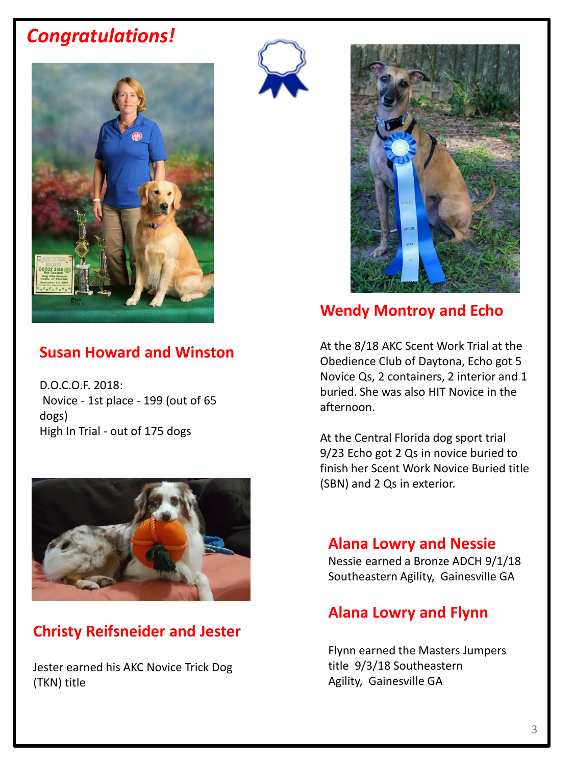# Congratulations!

## Susan Howard and Winston

D.O.C.O.F. 2018:
 Novice - 1st place - 199 (out of 65 dogs)
High In Trial - out of 175 dogs

## Christy Reifsneider and Jester

Jester earned his AKC Novice Trick Dog (TKN) title

## Wendy Montroy and Echo

At the 8/18 AKC Scent Work Trial at the Obedience Club of Daytona, Echo got 5 Novice Qs, 2 containers, 2 interior and 1 buried. She was also HIT Novice in the afternoon.

At the Central Florida dog sport trial 9/23 Echo got 2 Qs in novice buried to finish her Scent Work Novice Buried title (SBN) and 2 Qs in exterior.

## Alana Lowry and Nessie

Nessie earned a Bronze ADCH 9/1/18 Southeastern Agility, Gainesville GA

## Alana Lowry and Flynn

Flynn earned the Masters Jumpers title 9/3/18 Southeastern Agility, Gainesville GA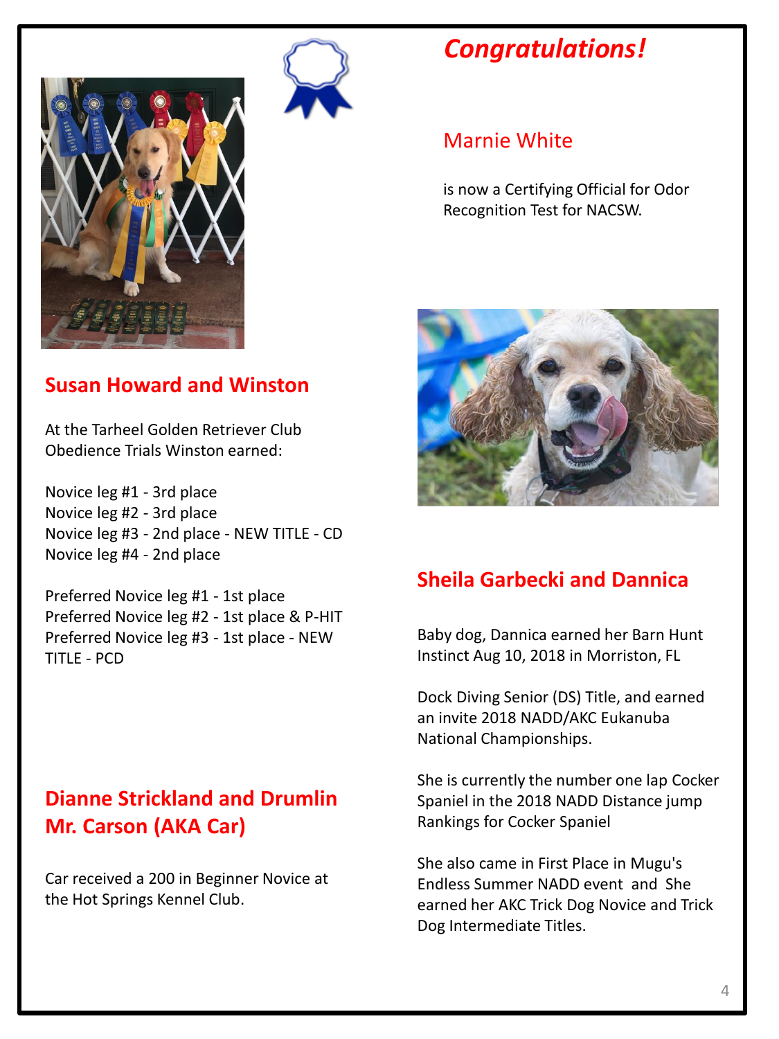# Congratulations!

## Marnie White

is now a Certifying Official for Odor Recognition Test for NACSW.

## Susan Howard and Winston

At the Tarheel Golden Retriever Club Obedience Trials Winston earned:

Novice leg #1 - 3rd place
Novice leg #2 - 3rd place
Novice leg #3 - 2nd place - NEW TITLE - CD
Novice leg #4 - 2nd place

Preferred Novice leg #1 - 1st place
Preferred Novice leg #2 - 1st place & P-HIT
Preferred Novice leg #3 - 1st place - NEW TITLE - PCD

## Sheila Garbecki and Dannica

Baby dog, Dannica earned her Barn Hunt Instinct Aug 10, 2018 in Morriston, FL

Dock Diving Senior (DS) Title, and earned an invite 2018 NADD/AKC Eukanuba National Championships.

She is currently the number one lap Cocker Spaniel in the 2018 NADD Distance jump Rankings for Cocker Spaniel

She also came in First Place in Mugu's Endless Summer NADD event and She earned her AKC Trick Dog Novice and Trick Dog Intermediate Titles.

## Dianne Strickland and Drumlin Mr. Carson (AKA Car)

Car received a 200 in Beginner Novice at the Hot Springs Kennel Club.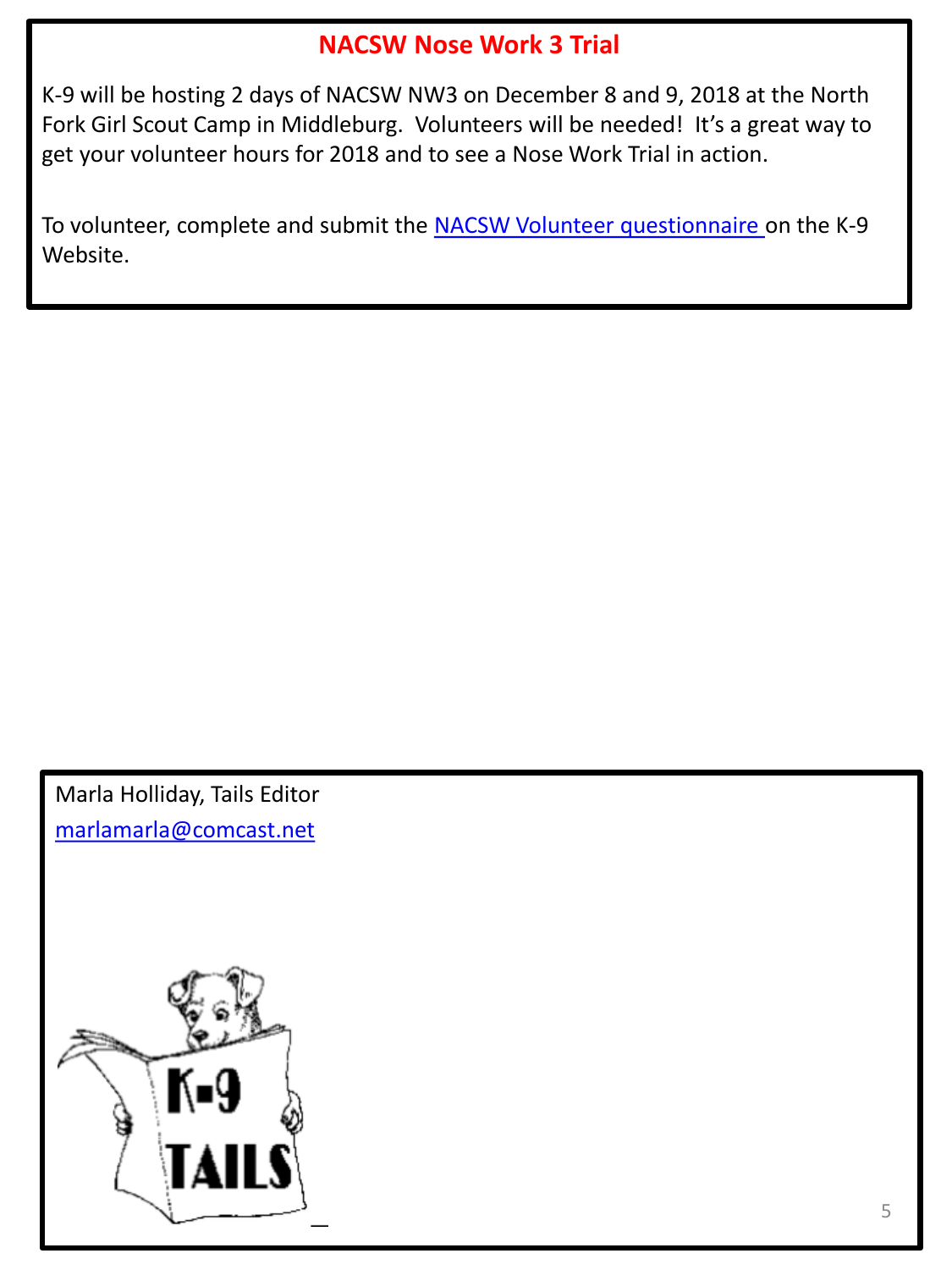## NACSW Nose Work 3 Trial

K-9 will be hosting 2 days of NACSW NW3 on December 8 and 9, 2018 at the North Fork Girl Scout Camp in Middleburg. Volunteers will be needed! It's a great way to get your volunteer hours for 2018 and to see a Nose Work Trial in action.

To volunteer, complete and submit the NACSW Volunteer questionnaire on the K-9 Website.

Marla Holliday, Tails Editor

marlamarla@comcast.net